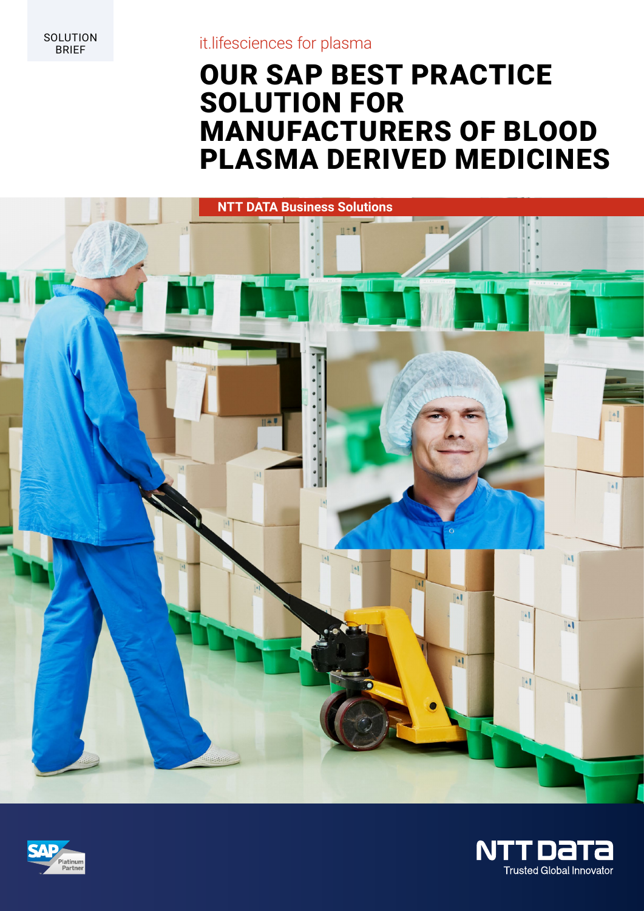SOLUTION BRIEF

it.lifesciences for plasma

# OUR SAP BEST PRACTICE SOLUTION FOR MANUFACTURERS OF BLOOD PLASMA DERIVED MEDICINES

NTT DATA Business Solutions

SAP Platinum Partner

NTT DATA
Trusted Global Innovator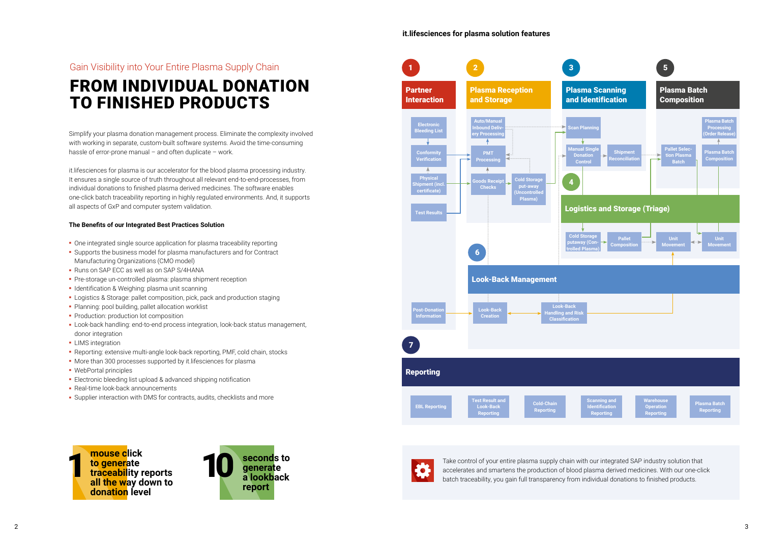Gain Visibility into Your Entire Plasma Supply Chain

# FROM INDIVIDUAL DONATION TO FINISHED PRODUCTS

Simplify your plasma donation management process. Eliminate the complexity involved with working in separate, custom-built software systems. Avoid the time-consuming hassle of error-prone manual – and often duplicate – work.

it.lifesciences for plasma is our accelerator for the blood plasma processing industry. It ensures a single source of truth throughout all relevant end-to-end-processes, from individual donations to finished plasma derived medicines. The software enables one-click batch traceability reporting in highly regulated environments. And, it supports all aspects of GxP and computer system validation.

**The Benefits of our Integrated Best Practices Solution**

- One integrated single source application for plasma traceability reporting
- Supports the business model for plasma manufacturers and for Contract Manufacturing Organizations (CMO model)
- Runs on SAP ECC as well as on SAP S/4HANA
- Pre-storage un-controlled plasma: plasma shipment reception
- Identification & Weighing: plasma unit scanning
- Logistics & Storage: pallet composition, pick, pack and production staging
- Planning: pool building, pallet allocation worklist
- Production: production lot composition
- Look-back handling: end-to-end process integration, look-back status management, donor integration
- LIMS integration
- Reporting: extensive multi-angle look-back reporting, PMF, cold chain, stocks
- More than 300 processes supported by it.lifesciences for plasma
- WebPortal principles
- Electronic bleeding list upload & advanced shipping notification
- Real-time look-back announcements
- Supplier interaction with DMS for contracts, audits, checklists and more

**1** mouse click to generate traceability reports all the way down to donation level

**10** seconds to generate a lookback report

**it.lifesciences for plasma solution features**

**1 Partner Interaction**
- Electronic Bleeding List
- Conformity Verification
- Physical Shipment (incl. certificate)
- Test Results
- Post-Donation Information

**2 Plasma Reception and Storage**
- Auto/Manual Inbound Delivery Processing
- PMT Processing
- Goods Receipt Checks
- Cold Storage put-away (Uncontrolled Plasma)

**3 Plasma Scanning and Identification**
- Scan Planning
- Manual Single Donation Control
- Shipment Reconciliation

**4 Logistics and Storage (Triage)**
- Cold Storage putaway (Controlled Plasma)
- Pallet Composition
- Unit Movement
- Unit Movement

**5 Plasma Batch Composition**
- Plasma Batch Processing (Order Release)
- Pallet Selection Plasma Batch
- Plasma Batch Composition

**6 Look-Back Management**
- Look-Back Creation
- Look-Back Handling and Risk Classification

**7 Reporting**
- EBL Reporting
- Test Result and Look-Back Reporting
- Cold-Chain Reporting
- Scanning and Identification Reporting
- Warehouse Operation Reporting
- Plasma Batch Reporting

Take control of your entire plasma supply chain with our integrated SAP industry solution that accelerates and smartens the production of blood plasma derived medicines. With our one-click batch traceability, you gain full transparency from individual donations to finished products.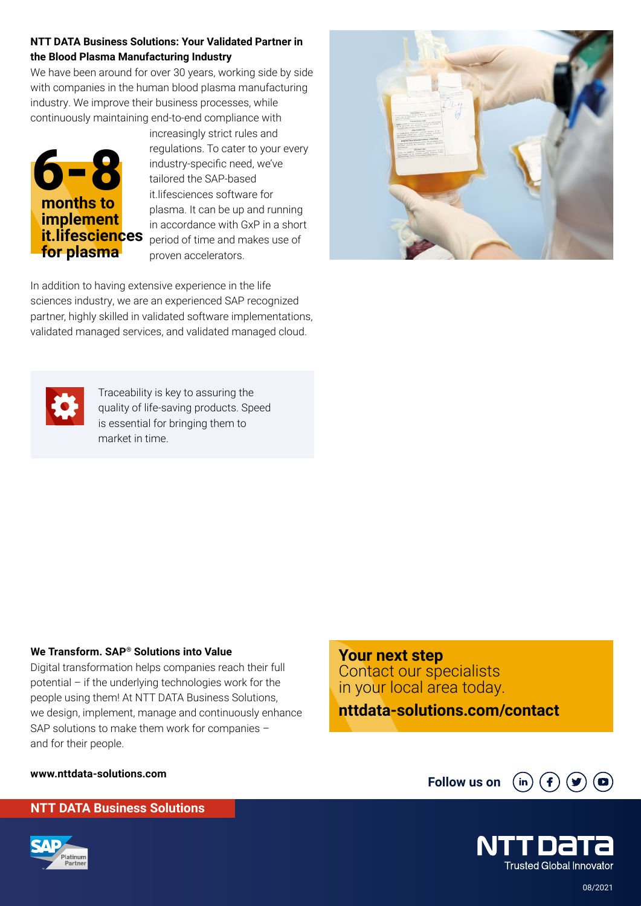**NTT DATA Business Solutions: Your Validated Partner in the Blood Plasma Manufacturing Industry**

We have been around for over 30 years, working side by side with companies in the human blood plasma manufacturing industry. We improve their business processes, while continuously maintaining end-to-end compliance with increasingly strict rules and regulations. To cater to your every industry-specific need, we've tailored the SAP-based it.lifesciences software for plasma. It can be up and running in accordance with GxP in a short period of time and makes use of proven accelerators.

**6-8**
**months to implement it.lifesciences for plasma**

In addition to having extensive experience in the life sciences industry, we are an experienced SAP recognized partner, highly skilled in validated software implementations, validated managed services, and validated managed cloud.

Traceability is key to assuring the quality of life-saving products. Speed is essential for bringing them to market in time.

**We Transform. SAP® Solutions into Value**

Digital transformation helps companies reach their full potential – if the underlying technologies work for the people using them! At NTT DATA Business Solutions, we design, implement, manage and continuously enhance SAP solutions to make them work for companies – and for their people.

**www.nttdata-solutions.com**

**Your next step**
Contact our specialists in your local area today.

**nttdata-solutions.com/contact**

**Follow us on**

**NTT DATA Business Solutions**

SAP Platinum Partner

NTT DATA
Trusted Global Innovator

08/2021